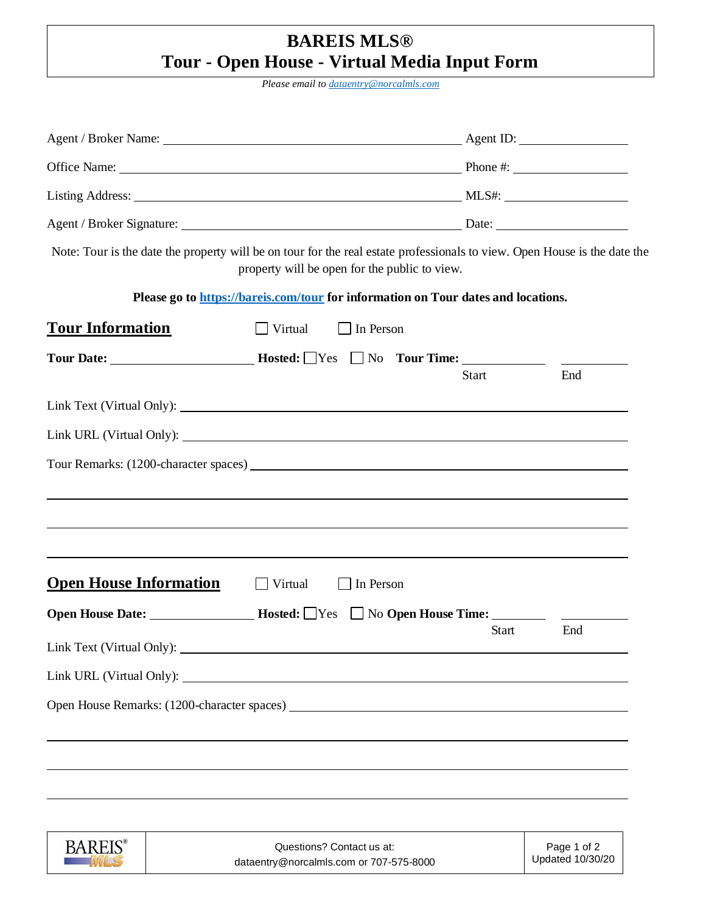# BAREIS MLS®
# Tour - Open House - Virtual Media Input Form

*Please email to dataentry@norcalmls.com*

Agent / Broker Name: ______________________________ Agent ID: ______________

Office Name: ______________________________ Phone #: ______________

Listing Address: ______________________________ MLS#: ______________

Agent / Broker Signature: ______________________________ Date: ______________

Note: Tour is the date the property will be on tour for the real estate professionals to view. Open House is the date the property will be open for the public to view.

**Please go to https://bareis.com/tour for information on Tour dates and locations.**

## Tour Information

☐ Virtual ☐ In Person

**Tour Date:** ______________ **Hosted:** ☐ Yes ☐ No **Tour Time:** __________ (Start) __________ (End)

Link Text (Virtual Only): ______________________________

Link URL (Virtual Only): ______________________________

Tour Remarks: (1200-character spaces) ______________________________

______________________________

______________________________

______________________________

## Open House Information

☐ Virtual ☐ In Person

**Open House Date:** ______________ **Hosted:** ☐ Yes ☐ No **Open House Time:** __________ (Start) __________ (End)

Link Text (Virtual Only): ______________________________

Link URL (Virtual Only): ______________________________

Open House Remarks: (1200-character spaces) ______________________________

______________________________

______________________________

______________________________

| BAREIS® MLS | Questions? Contact us at: dataentry@norcalmls.com or 707-575-8000 | Updated 10/30/20 |
|---|---|---|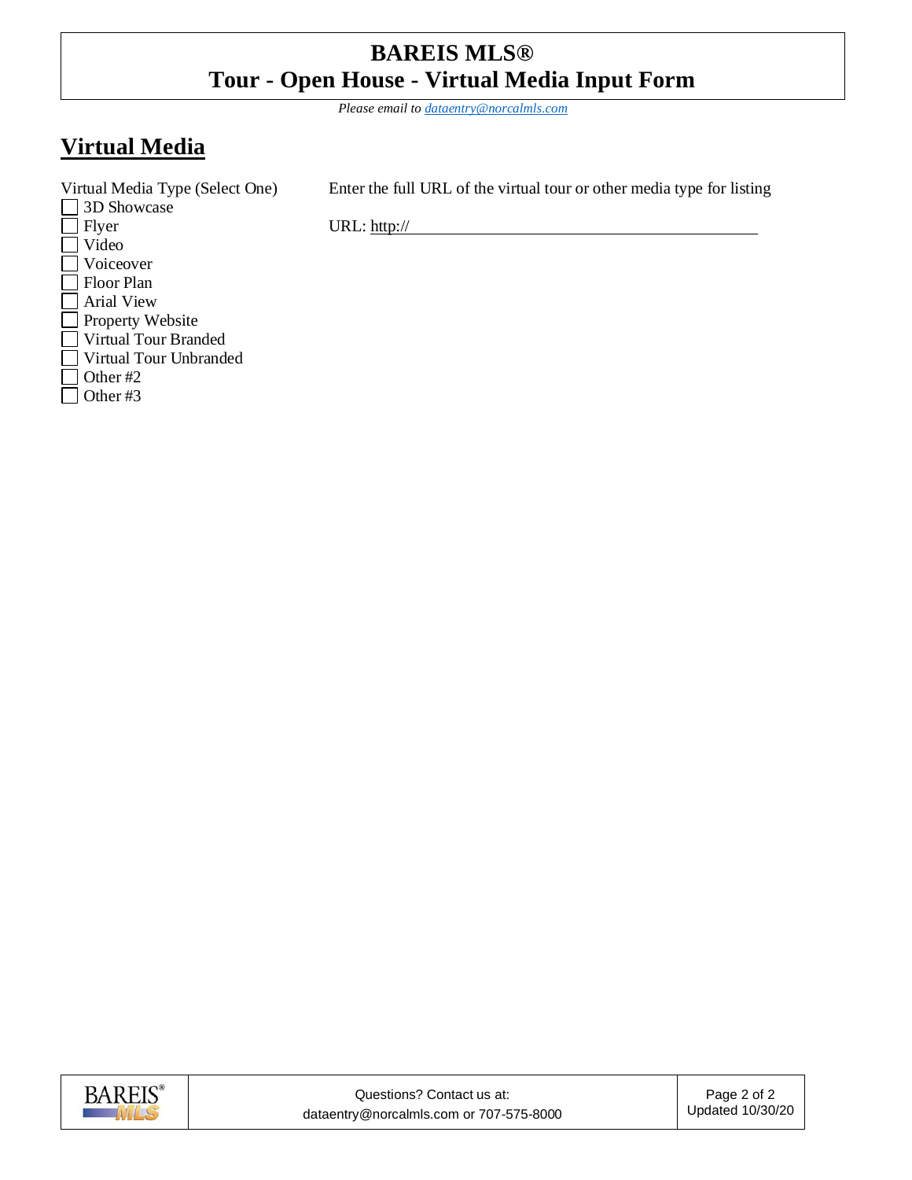# BAREIS MLS®
# Tour - Open House - Virtual Media Input Form

*Please email to dataentry@norcalmls.com*

## Virtual Media

Virtual Media Type (Select One)

- ☐ 3D Showcase
- ☐ Flyer
- ☐ Video
- ☐ Voiceover
- ☐ Floor Plan
- ☐ Arial View
- ☐ Property Website
- ☐ Virtual Tour Branded
- ☐ Virtual Tour Unbranded
- ☐ Other #2
- ☐ Other #3

Enter the full URL of the virtual tour or other media type for listing

URL: http://\_\_\_\_\_\_\_\_\_\_\_\_\_\_\_\_\_\_\_\_\_\_\_\_\_\_\_\_\_\_\_\_\_\_\_\_\_\_\_\_

| | | |
|---|---|---|
| BAREIS® MLS | Questions? Contact us at: dataentry@norcalmls.com or 707-575-8000 | Updated 10/30/20 |